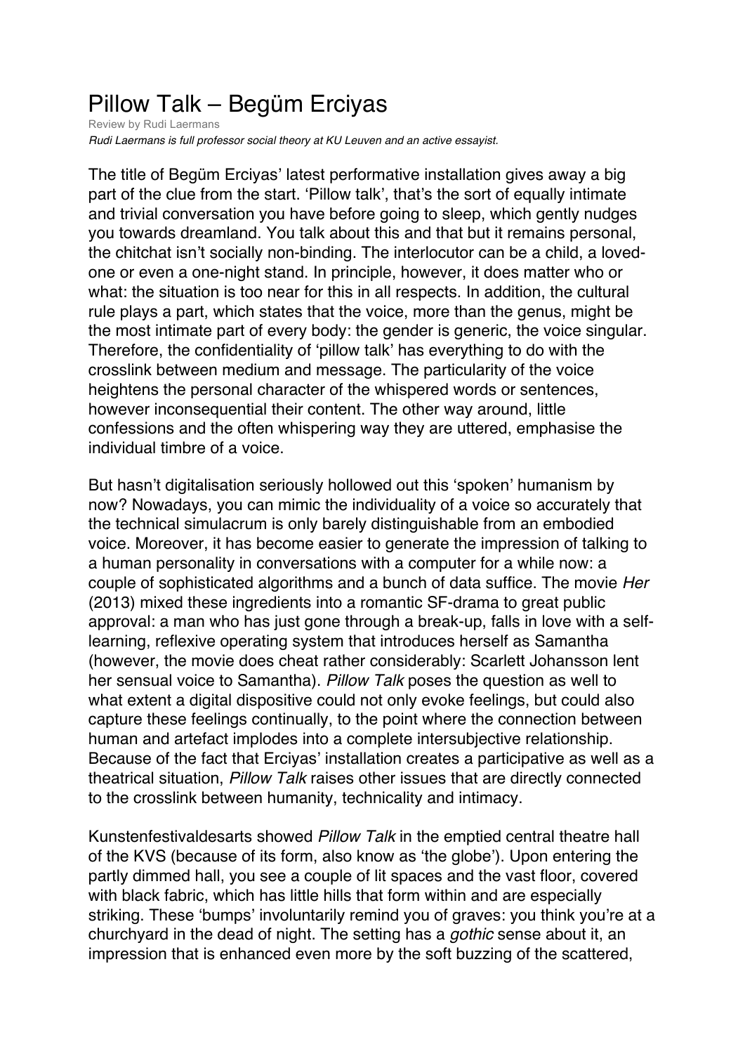# Pillow Talk – Begüm Erciyas

Review by Rudi Laermans

*Rudi Laermans is full professor social theory at KU Leuven and an active essayist.*

The title of Begüm Erciyas' latest performative installation gives away a big part of the clue from the start. 'Pillow talk', that's the sort of equally intimate and trivial conversation you have before going to sleep, which gently nudges you towards dreamland. You talk about this and that but it remains personal, the chitchat isn't socially non-binding. The interlocutor can be a child, a loved-one or even a one-night stand. In principle, however, it does matter who or what: the situation is too near for this in all respects. In addition, the cultural rule plays a part, which states that the voice, more than the genus, might be the most intimate part of every body: the gender is generic, the voice singular. Therefore, the confidentiality of 'pillow talk' has everything to do with the crosslink between medium and message. The particularity of the voice heightens the personal character of the whispered words or sentences, however inconsequential their content. The other way around, little confessions and the often whispering way they are uttered, emphasise the individual timbre of a voice.

But hasn't digitalisation seriously hollowed out this 'spoken' humanism by now? Nowadays, you can mimic the individuality of a voice so accurately that the technical simulacrum is only barely distinguishable from an embodied voice. Moreover, it has become easier to generate the impression of talking to a human personality in conversations with a computer for a while now: a couple of sophisticated algorithms and a bunch of data suffice. The movie *Her* (2013) mixed these ingredients into a romantic SF-drama to great public approval: a man who has just gone through a break-up, falls in love with a self-learning, reflexive operating system that introduces herself as Samantha (however, the movie does cheat rather considerably: Scarlett Johansson lent her sensual voice to Samantha). *Pillow Talk* poses the question as well to what extent a digital dispositive could not only evoke feelings, but could also capture these feelings continually, to the point where the connection between human and artefact implodes into a complete intersubjective relationship. Because of the fact that Erciyas' installation creates a participative as well as a theatrical situation, *Pillow Talk* raises other issues that are directly connected to the crosslink between humanity, technicality and intimacy.

Kunstenfestivaldesarts showed *Pillow Talk* in the emptied central theatre hall of the KVS (because of its form, also know as 'the globe'). Upon entering the partly dimmed hall, you see a couple of lit spaces and the vast floor, covered with black fabric, which has little hills that form within and are especially striking. These 'bumps' involuntarily remind you of graves: you think you're at a churchyard in the dead of night. The setting has a *gothic* sense about it, an impression that is enhanced even more by the soft buzzing of the scattered,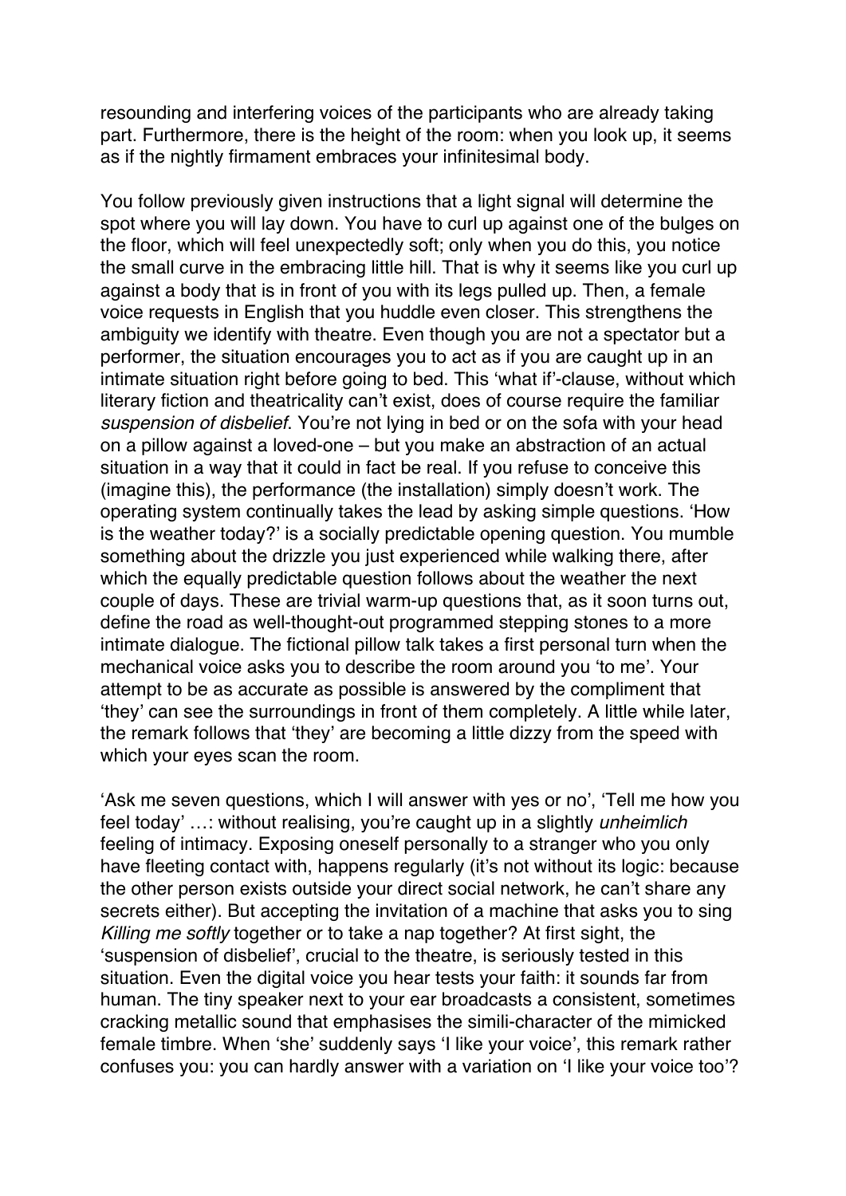resounding and interfering voices of the participants who are already taking part. Furthermore, there is the height of the room: when you look up, it seems as if the nightly firmament embraces your infinitesimal body.

You follow previously given instructions that a light signal will determine the spot where you will lay down. You have to curl up against one of the bulges on the floor, which will feel unexpectedly soft; only when you do this, you notice the small curve in the embracing little hill. That is why it seems like you curl up against a body that is in front of you with its legs pulled up. Then, a female voice requests in English that you huddle even closer. This strengthens the ambiguity we identify with theatre. Even though you are not a spectator but a performer, the situation encourages you to act as if you are caught up in an intimate situation right before going to bed. This 'what if'-clause, without which literary fiction and theatricality can't exist, does of course require the familiar *suspension of disbelief*. You're not lying in bed or on the sofa with your head on a pillow against a loved-one – but you make an abstraction of an actual situation in a way that it could in fact be real. If you refuse to conceive this (imagine this), the performance (the installation) simply doesn't work. The operating system continually takes the lead by asking simple questions. 'How is the weather today?' is a socially predictable opening question. You mumble something about the drizzle you just experienced while walking there, after which the equally predictable question follows about the weather the next couple of days. These are trivial warm-up questions that, as it soon turns out, define the road as well-thought-out programmed stepping stones to a more intimate dialogue. The fictional pillow talk takes a first personal turn when the mechanical voice asks you to describe the room around you 'to me'. Your attempt to be as accurate as possible is answered by the compliment that 'they' can see the surroundings in front of them completely. A little while later, the remark follows that 'they' are becoming a little dizzy from the speed with which your eyes scan the room.

'Ask me seven questions, which I will answer with yes or no', 'Tell me how you feel today' …: without realising, you're caught up in a slightly *unheimlich* feeling of intimacy. Exposing oneself personally to a stranger who you only have fleeting contact with, happens regularly (it's not without its logic: because the other person exists outside your direct social network, he can't share any secrets either). But accepting the invitation of a machine that asks you to sing *Killing me softly* together or to take a nap together? At first sight, the 'suspension of disbelief', crucial to the theatre, is seriously tested in this situation. Even the digital voice you hear tests your faith: it sounds far from human. The tiny speaker next to your ear broadcasts a consistent, sometimes cracking metallic sound that emphasises the simili-character of the mimicked female timbre. When 'she' suddenly says 'I like your voice', this remark rather confuses you: you can hardly answer with a variation on 'I like your voice too'?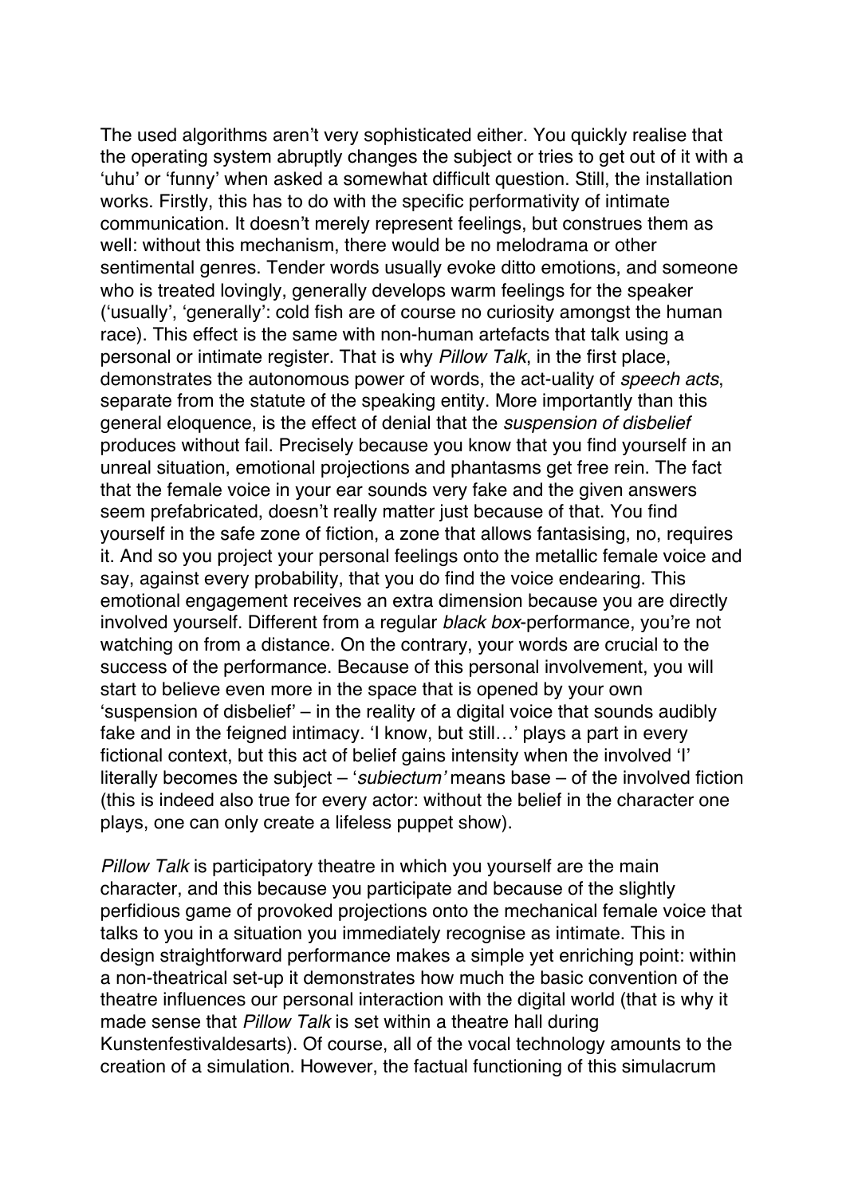The used algorithms aren't very sophisticated either. You quickly realise that the operating system abruptly changes the subject or tries to get out of it with a 'uhu' or 'funny' when asked a somewhat difficult question. Still, the installation works. Firstly, this has to do with the specific performativity of intimate communication. It doesn't merely represent feelings, but construes them as well: without this mechanism, there would be no melodrama or other sentimental genres. Tender words usually evoke ditto emotions, and someone who is treated lovingly, generally develops warm feelings for the speaker ('usually', 'generally': cold fish are of course no curiosity amongst the human race). This effect is the same with non-human artefacts that talk using a personal or intimate register. That is why *Pillow Talk*, in the first place, demonstrates the autonomous power of words, the act-uality of *speech acts*, separate from the statute of the speaking entity. More importantly than this general eloquence, is the effect of denial that the *suspension of disbelief* produces without fail. Precisely because you know that you find yourself in an unreal situation, emotional projections and phantasms get free rein. The fact that the female voice in your ear sounds very fake and the given answers seem prefabricated, doesn't really matter just because of that. You find yourself in the safe zone of fiction, a zone that allows fantasising, no, requires it. And so you project your personal feelings onto the metallic female voice and say, against every probability, that you do find the voice endearing. This emotional engagement receives an extra dimension because you are directly involved yourself. Different from a regular *black box*-performance, you're not watching on from a distance. On the contrary, your words are crucial to the success of the performance. Because of this personal involvement, you will start to believe even more in the space that is opened by your own 'suspension of disbelief' – in the reality of a digital voice that sounds audibly fake and in the feigned intimacy. 'I know, but still…' plays a part in every fictional context, but this act of belief gains intensity when the involved 'I' literally becomes the subject – '*subiectum'* means base – of the involved fiction (this is indeed also true for every actor: without the belief in the character one plays, one can only create a lifeless puppet show).

*Pillow Talk* is participatory theatre in which you yourself are the main character, and this because you participate and because of the slightly perfidious game of provoked projections onto the mechanical female voice that talks to you in a situation you immediately recognise as intimate. This in design straightforward performance makes a simple yet enriching point: within a non-theatrical set-up it demonstrates how much the basic convention of the theatre influences our personal interaction with the digital world (that is why it made sense that *Pillow Talk* is set within a theatre hall during Kunstenfestivaldesarts). Of course, all of the vocal technology amounts to the creation of a simulation. However, the factual functioning of this simulacrum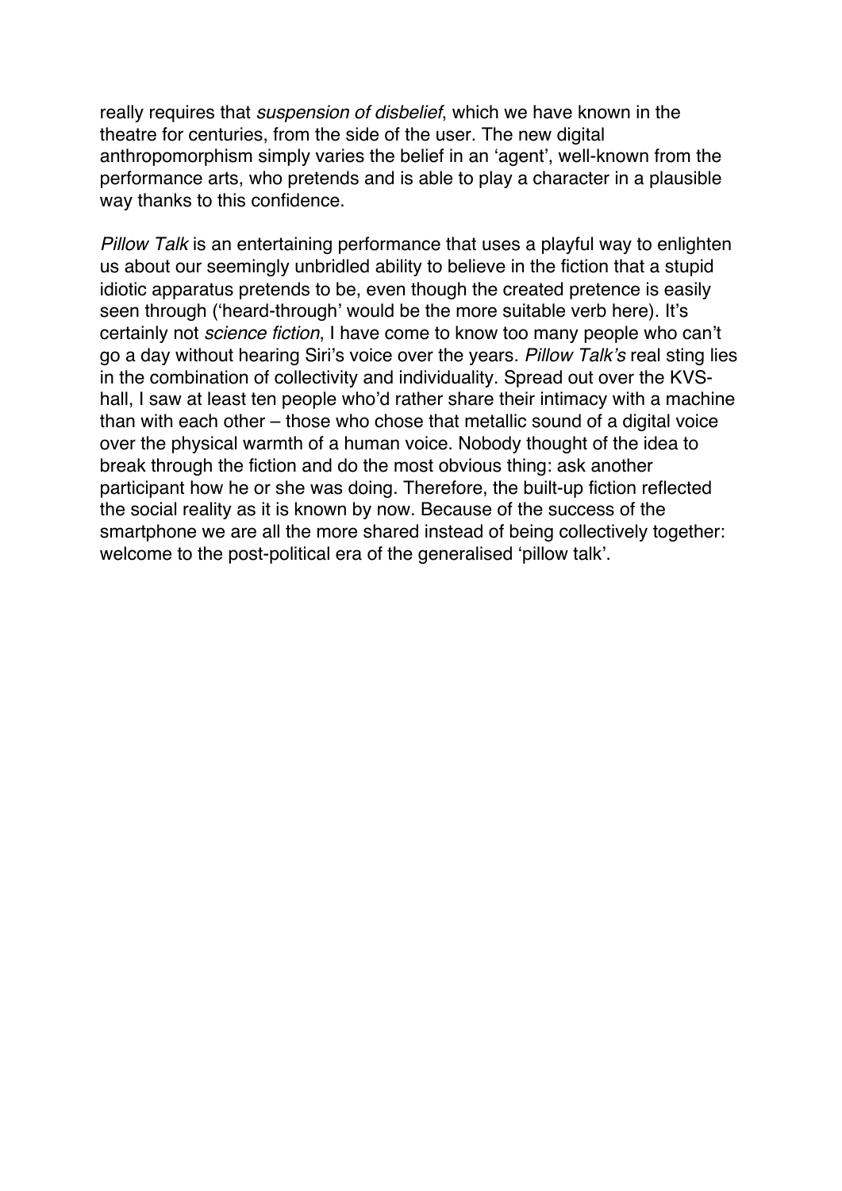really requires that *suspension of disbelief*, which we have known in the theatre for centuries, from the side of the user. The new digital anthropomorphism simply varies the belief in an 'agent', well-known from the performance arts, who pretends and is able to play a character in a plausible way thanks to this confidence.

*Pillow Talk* is an entertaining performance that uses a playful way to enlighten us about our seemingly unbridled ability to believe in the fiction that a stupid idiotic apparatus pretends to be, even though the created pretence is easily seen through ('heard-through' would be the more suitable verb here). It's certainly not *science fiction*, I have come to know too many people who can't go a day without hearing Siri's voice over the years. *Pillow Talk's* real sting lies in the combination of collectivity and individuality. Spread out over the KVS-hall, I saw at least ten people who'd rather share their intimacy with a machine than with each other – those who chose that metallic sound of a digital voice over the physical warmth of a human voice. Nobody thought of the idea to break through the fiction and do the most obvious thing: ask another participant how he or she was doing. Therefore, the built-up fiction reflected the social reality as it is known by now. Because of the success of the smartphone we are all the more shared instead of being collectively together: welcome to the post-political era of the generalised 'pillow talk'.